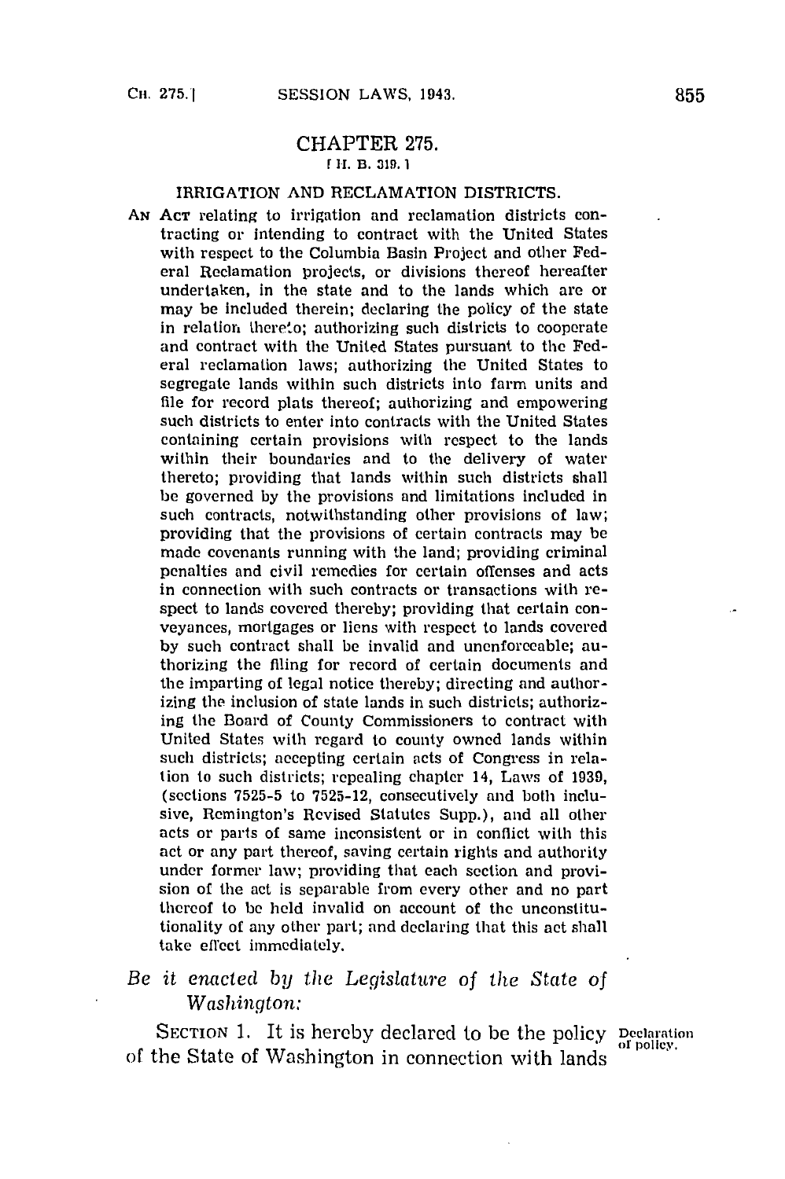# CHAPTER 275.

[H. B. 319.]

## IRRIGATION AND RECLAMATION DISTRICTS.

AN ACT relating to irrigation and reclamation districts contracting or intending to contract with the United States with respect to the Columbia Basin Project and other Federal Reclamation projects, or divisions thereof hereafter undertaken, in the state and to the lands which are or may be included therein; declaring the policy of the state in relation thereto; authorizing such districts to cooperate and contract with the United States pursuant to the Federal reclamation laws; authorizing the United States to segregate lands within such districts into farm units and file for record plats thereof; authorizing and empowering such districts to enter into contracts with the United States containing certain provisions with respect to the lands within their boundaries and to the delivery of water thereto; providing that lands within such districts shall be governed by the provisions and limitations included in such contracts, notwithstanding other provisions of law; providing that the provisions of certain contracts may be made covenants running with the land; providing criminal penalties and civil remedies for certain offenses and acts in connection with such contracts or transactions with respect to lands covered thereby; providing that certain conveyances, mortgages or liens with respect to lands covered by such contract shall be invalid and unenforceable; authorizing the filing for record of certain documents and the imparting of legal notice thereby; directing and authorizing the inclusion of state lands in such districts; authorizing the Board of County Commissioners to contract with United States with regard to county owned lands within such districts; accepting certain acts of Congress in relation to such districts; repealing chapter 14, Laws of 1939, (sections 7525-5 to 7525-12, consecutively and both inclusive, Remington's Revised Statutes Supp.), and all other acts or parts of same inconsistent or in conflict with this act or any part thereof, saving certain rights and authority under former law; providing that each section and provision of the act is separable from every other and no part thereof to be held invalid on account of the unconstitutionality of any other part; and declaring that this act shall take effect immediately.

*Be it enacted by the Legislature of the State of Washington:*

SECTION 1. It is hereby declared to be the policy of the State of Washington in connection with lands

Declaration of policy.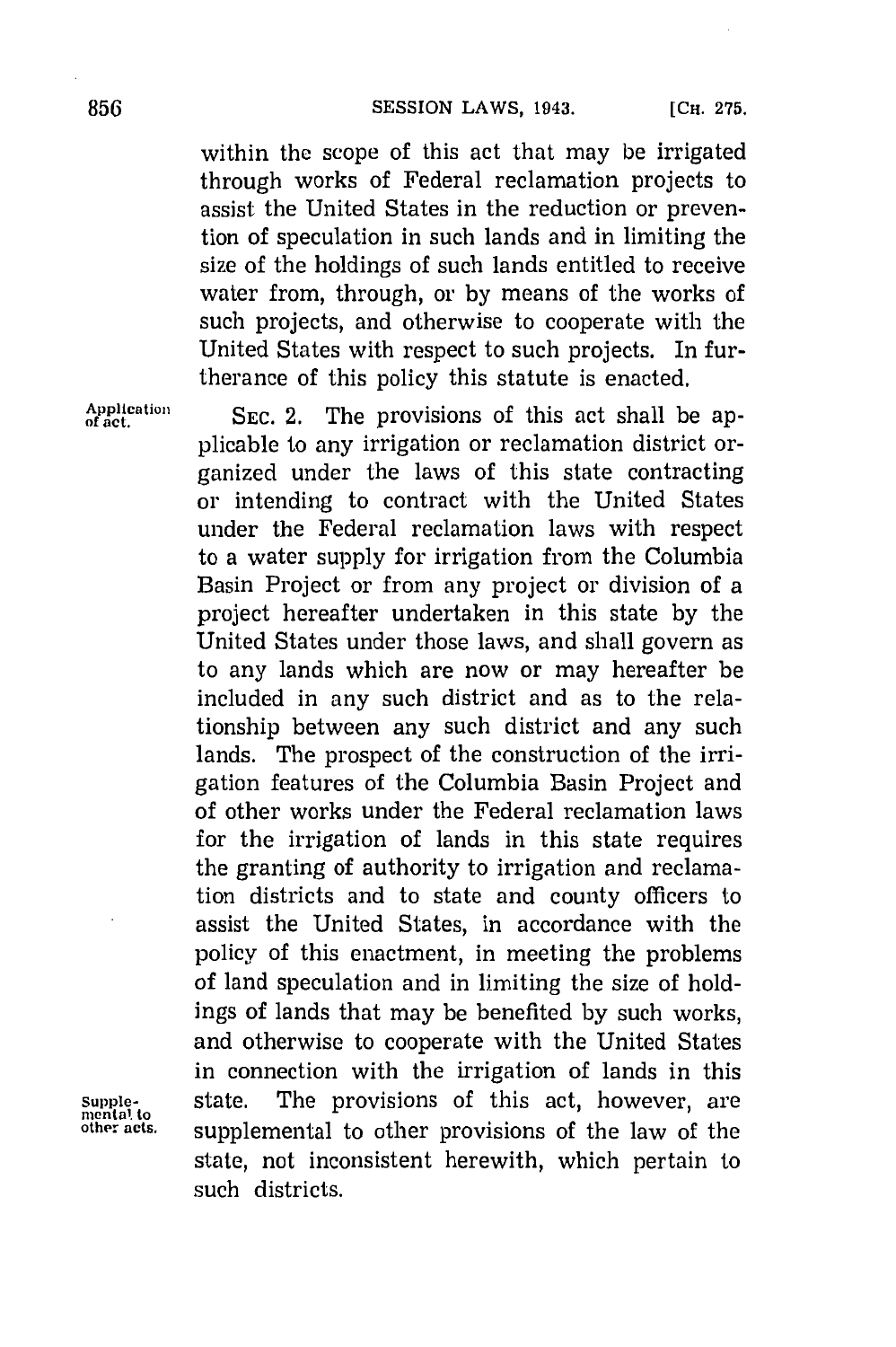within the scope of this act that may be irrigated through works of Federal reclamation projects to assist the United States in the reduction or prevention of speculation in such lands and in limiting the size of the holdings of such lands entitled to receive water from, through, or by means of the works of such projects, and otherwise to cooperate with the United States with respect to such projects. In furtherance of this policy this statute is enacted.

Application of act.

SEC. 2. The provisions of this act shall be applicable to any irrigation or reclamation district organized under the laws of this state contracting or intending to contract with the United States under the Federal reclamation laws with respect to a water supply for irrigation from the Columbia Basin Project or from any project or division of a project hereafter undertaken in this state by the United States under those laws, and shall govern as to any lands which are now or may hereafter be included in any such district and as to the relationship between any such district and any such lands. The prospect of the construction of the irrigation features of the Columbia Basin Project and of other works under the Federal reclamation laws for the irrigation of lands in this state requires the granting of authority to irrigation and reclamation districts and to state and county officers to assist the United States, in accordance with the policy of this enactment, in meeting the problems of land speculation and in limiting the size of holdings of lands that may be benefited by such works, and otherwise to cooperate with the United States in connection with the irrigation of lands in this state.

Supplemental to other acts.

The provisions of this act, however, are supplemental to other provisions of the law of the state, not inconsistent herewith, which pertain to such districts.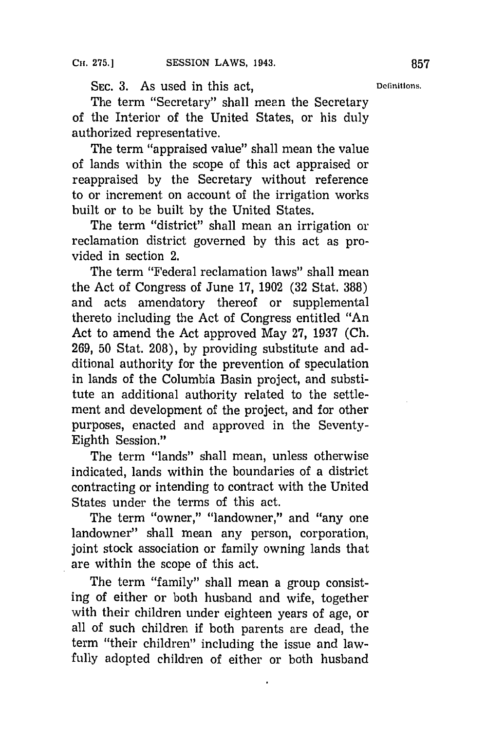Sec. 3. As used in this act, **Definitions.**

The term "Secretary" shall mean the Secretary of the Interior of the United States, or his duly authorized representative.

The term "appraised value" shall mean the value of lands within the scope of this act appraised or reappraised by the Secretary without reference to or increment on account of the irrigation works built or to be built by the United States.

The term "district" shall mean an irrigation or reclamation district governed by this act as provided in section 2.

The term "Federal reclamation laws" shall mean the Act of Congress of June 17, 1902 (32 Stat. 388) and acts amendatory thereof or supplemental thereto including the Act of Congress entitled "An Act to amend the Act approved May 27, 1937 (Ch. 269, 50 Stat. 208), by providing substitute and additional authority for the prevention of speculation in lands of the Columbia Basin project, and substitute an additional authority related to the settlement and development of the project, and for other purposes, enacted and approved in the Seventy-Eighth Session."

The term "lands" shall mean, unless otherwise indicated, lands within the boundaries of a district contracting or intending to contract with the United States under the terms of this act.

The term "owner," "landowner," and "any one landowner" shall mean any person, corporation, joint stock association or family owning lands that are within the scope of this act.

The term "family" shall mean a group consisting of either or both husband and wife, together with their children under eighteen years of age, or all of such children if both parents are dead, the term "their children" including the issue and lawfully adopted children of either or both husband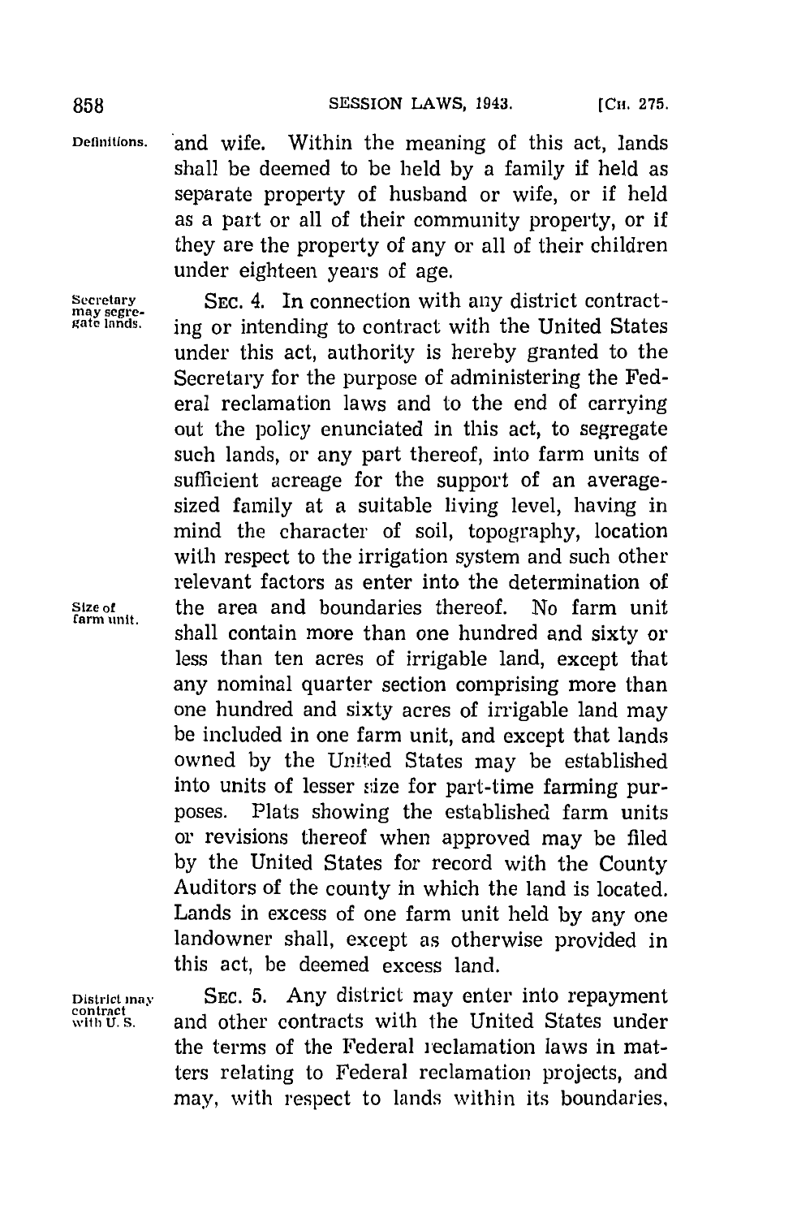and wife. Within the meaning of this act, lands shall be deemed to be held by a family if held as separate property of husband or wife, or if held as a part or all of their community property, or if they are the property of any or all of their children under eighteen years of age.

SEC. 4. In connection with any district contracting or intending to contract with the United States under this act, authority is hereby granted to the Secretary for the purpose of administering the Federal reclamation laws and to the end of carrying out the policy enunciated in this act, to segregate such lands, or any part thereof, into farm units of sufficient acreage for the support of an average-sized family at a suitable living level, having in mind the character of soil, topography, location with respect to the irrigation system and such other relevant factors as enter into the determination of the area and boundaries thereof. No farm unit shall contain more than one hundred and sixty or less than ten acres of irrigable land, except that any nominal quarter section comprising more than one hundred and sixty acres of irrigable land may be included in one farm unit, and except that lands owned by the United States may be established into units of lesser size for part-time farming purposes. Plats showing the established farm units or revisions thereof when approved may be filed by the United States for record with the County Auditors of the county in which the land is located. Lands in excess of one farm unit held by any one landowner shall, except as otherwise provided in this act, be deemed excess land.

SEC. 5. Any district may enter into repayment and other contracts with the United States under the terms of the Federal reclamation laws in matters relating to Federal reclamation projects, and may, with respect to lands within its boundaries,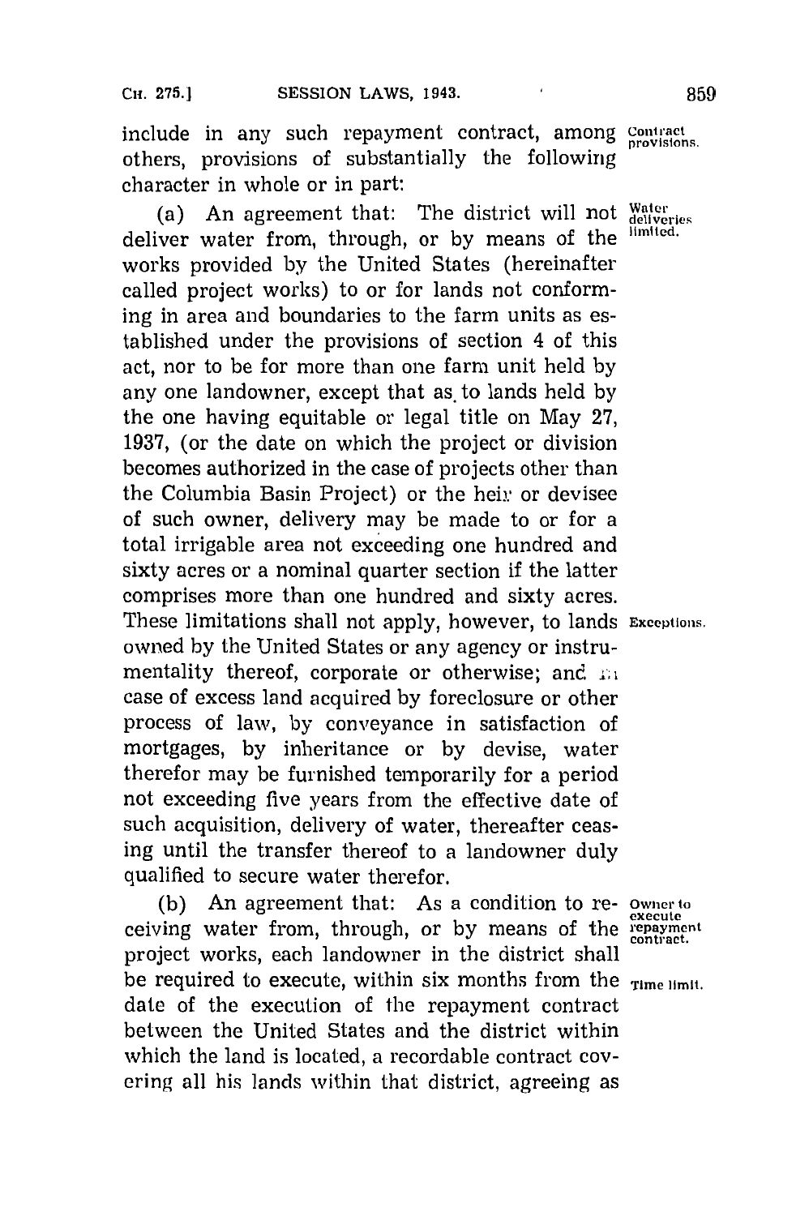include in any such repayment contract, among others, provisions of substantially the following character in whole or in part:

**Contract provisions.**

(a) An agreement that: The district will not deliver water from, through, or by means of the works provided by the United States (hereinafter called project works) to or for lands not conforming in area and boundaries to the farm units as established under the provisions of section 4 of this act, nor to be for more than one farm unit held by any one landowner, except that as to lands held by the one having equitable or legal title on May 27, 1937, (or the date on which the project or division becomes authorized in the case of projects other than the Columbia Basin Project) or the heir or devisee of such owner, delivery may be made to or for a total irrigable area not exceeding one hundred and sixty acres or a nominal quarter section if the latter comprises more than one hundred and sixty acres. These limitations shall not apply, however, to lands owned by the United States or any agency or instrumentality thereof, corporate or otherwise; and in case of excess land acquired by foreclosure or other process of law, by conveyance in satisfaction of mortgages, by inheritance or by devise, water therefor may be furnished temporarily for a period not exceeding five years from the effective date of such acquisition, delivery of water, thereafter ceasing until the transfer thereof to a landowner duly qualified to secure water therefor.

**Water deliveries limited.**

**Exceptions.**

(b) An agreement that: As a condition to receiving water from, through, or by means of the project works, each landowner in the district shall be required to execute, within six months from the date of the execution of the repayment contract between the United States and the district within which the land is located, a recordable contract covering all his lands within that district, agreeing as

**Owner to execute repayment contract.**

**Time limit.**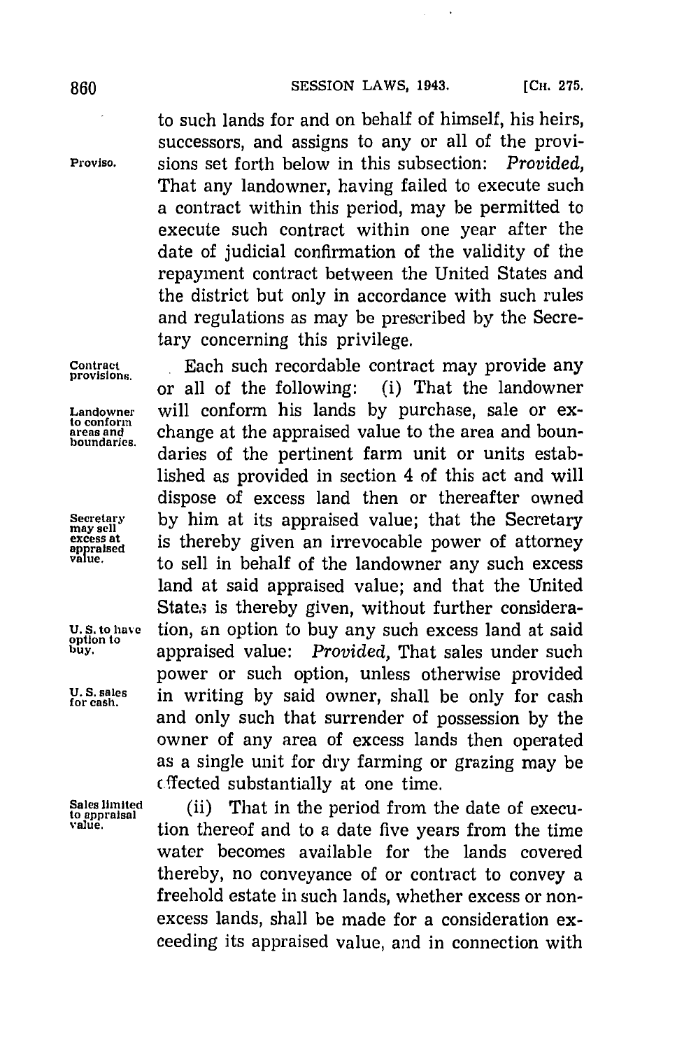to such lands for and on behalf of himself, his heirs, successors, and assigns to any or all of the provisions set forth below in this subsection: *Provided*, That any landowner, having failed to execute such a contract within this period, may be permitted to execute such contract within one year after the date of judicial confirmation of the validity of the repayment contract between the United States and the district but only in accordance with such rules and regulations as may be prescribed by the Secretary concerning this privilege.

Each such recordable contract may provide any or all of the following: (i) That the landowner will conform his lands by purchase, sale or exchange at the appraised value to the area and boundaries of the pertinent farm unit or units established as provided in section 4 of this act and will dispose of excess land then or thereafter owned by him at its appraised value; that the Secretary is thereby given an irrevocable power of attorney to sell in behalf of the landowner any such excess land at said appraised value; and that the United States is thereby given, without further consideration, an option to buy any such excess land at said appraised value: *Provided*, That sales under such power or such option, unless otherwise provided in writing by said owner, shall be only for cash and only such that surrender of possession by the owner of any area of excess lands then operated as a single unit for dry farming or grazing may be effected substantially at one time.

(ii) That in the period from the date of execution thereof and to a date five years from the time water becomes available for the lands covered thereby, no conveyance of or contract to convey a freehold estate in such lands, whether excess or non-excess lands, shall be made for a consideration exceeding its appraised value, and in connection with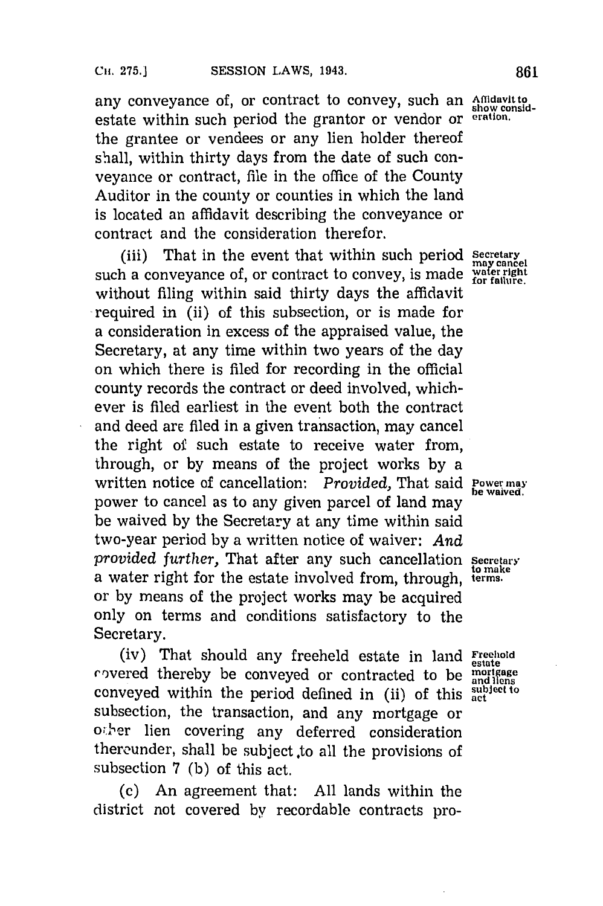any conveyance of, or contract to convey, such an estate within such period the grantor or vendor or the grantee or vendees or any lien holder thereof shall, within thirty days from the date of such conveyance or contract, file in the office of the County Auditor in the county or counties in which the land is located an affidavit describing the conveyance or contract and the consideration therefor.

Affidavit to show consideration.

(iii) That in the event that within such period such a conveyance of, or contract to convey, is made without filing within said thirty days the affidavit required in (ii) of this subsection, or is made for a consideration in excess of the appraised value, the Secretary, at any time within two years of the day on which there is filed for recording in the official county records the contract or deed involved, whichever is filed earliest in the event both the contract and deed are filed in a given transaction, may cancel the right of such estate to receive water from, through, or by means of the project works by a written notice of cancellation: *Provided,* That said power to cancel as to any given parcel of land may be waived by the Secretary at any time within said two-year period by a written notice of waiver: *And provided further,* That after any such cancellation a water right for the estate involved from, through, or by means of the project works may be acquired only on terms and conditions satisfactory to the Secretary.

Secretary may cancel water right for failure.

Power may be waived.

Secretary to make terms.

(iv) That should any freeheld estate in land covered thereby be conveyed or contracted to be conveyed within the period defined in (ii) of this subsection, the transaction, and any mortgage or other lien covering any deferred consideration thereunder, shall be subject to all the provisions of subsection 7 (b) of this act.

Freehold estate mortgage and liens subject to act

(c) An agreement that: All lands within the district not covered by recordable contracts pro-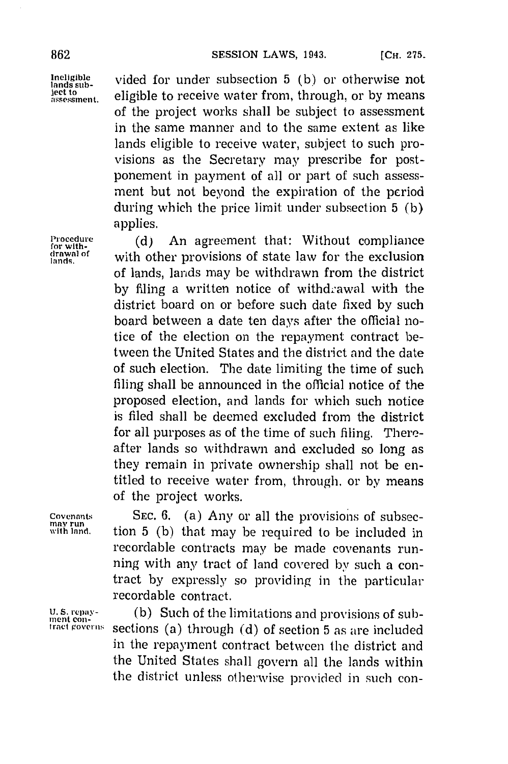vided for under subsection 5 (b) or otherwise not eligible to receive water from, through, or by means of the project works shall be subject to assessment in the same manner and to the same extent as like lands eligible to receive water, subject to such provisions as the Secretary may prescribe for postponement in payment of all or part of such assessment but not beyond the expiration of the period during which the price limit under subsection 5 (b) applies.

Ineligible lands subject to assessment.

(d) An agreement that: Without compliance with other provisions of state law for the exclusion of lands, lands may be withdrawn from the district by filing a written notice of withdrawal with the district board on or before such date fixed by such board between a date ten days after the official notice of the election on the repayment contract between the United States and the district and the date of such election. The date limiting the time of such filing shall be announced in the official notice of the proposed election, and lands for which such notice is filed shall be deemed excluded from the district for all purposes as of the time of such filing. Thereafter lands so withdrawn and excluded so long as they remain in private ownership shall not be entitled to receive water from, through, or by means of the project works.

Procedure for withdrawal of lands.

SEC. 6. (a) Any or all the provisions of subsection 5 (b) that may be required to be included in recordable contracts may be made covenants running with any tract of land covered by such a contract by expressly so providing in the particular recordable contract.

Covenants may run with land.

(b) Such of the limitations and provisions of subsections (a) through (d) of section 5 as are included in the repayment contract between the district and the United States shall govern all the lands within the district unless otherwise provided in such con-

U. S. repayment contract governs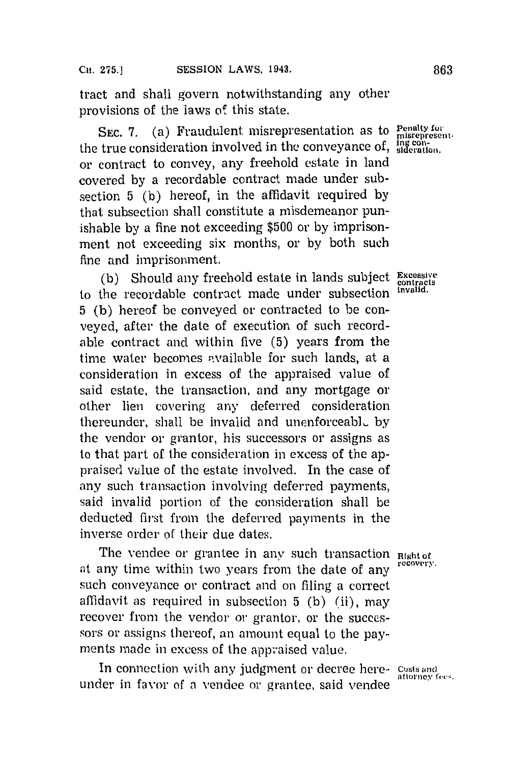tract and shall govern notwithstanding any other provisions of the laws of this state.

SEC. 7. (a) Fraudulent misrepresentation as to the true consideration involved in the conveyance of, or contract to convey, any freehold estate in land covered by a recordable contract made under subsection 5 (b) hereof, in the affidavit required by that subsection shall constitute a misdemeanor punishable by a fine not exceeding $500 or by imprisonment not exceeding six months, or by both such fine and imprisonment.

*Penalty for misrepresenting consideration.*

(b) Should any freehold estate in lands subject to the recordable contract made under subsection 5 (b) hereof be conveyed or contracted to be conveyed, after the date of execution of such recordable contract and within five (5) years from the time water becomes available for such lands, at a consideration in excess of the appraised value of said estate, the transaction, and any mortgage or other lien covering any deferred consideration thereunder, shall be invalid and unenforceable by the vendor or grantor, his successors or assigns as to that part of the consideration in excess of the appraised value of the estate involved. In the case of any such transaction involving deferred payments, said invalid portion of the consideration shall be deducted first from the deferred payments in the inverse order of their due dates.

*Excessive contracts invalid.*

The vendee or grantee in any such transaction at any time within two years from the date of any such conveyance or contract and on filing a correct affidavit as required in subsection 5 (b) (ii), may recover from the vendor or grantor, or the successors or assigns thereof, an amount equal to the payments made in excess of the appraised value.

*Right of recovery.*

In connection with any judgment or decree hereunder in favor of a vendee or grantee, said vendee

*Costs and attorney fees.*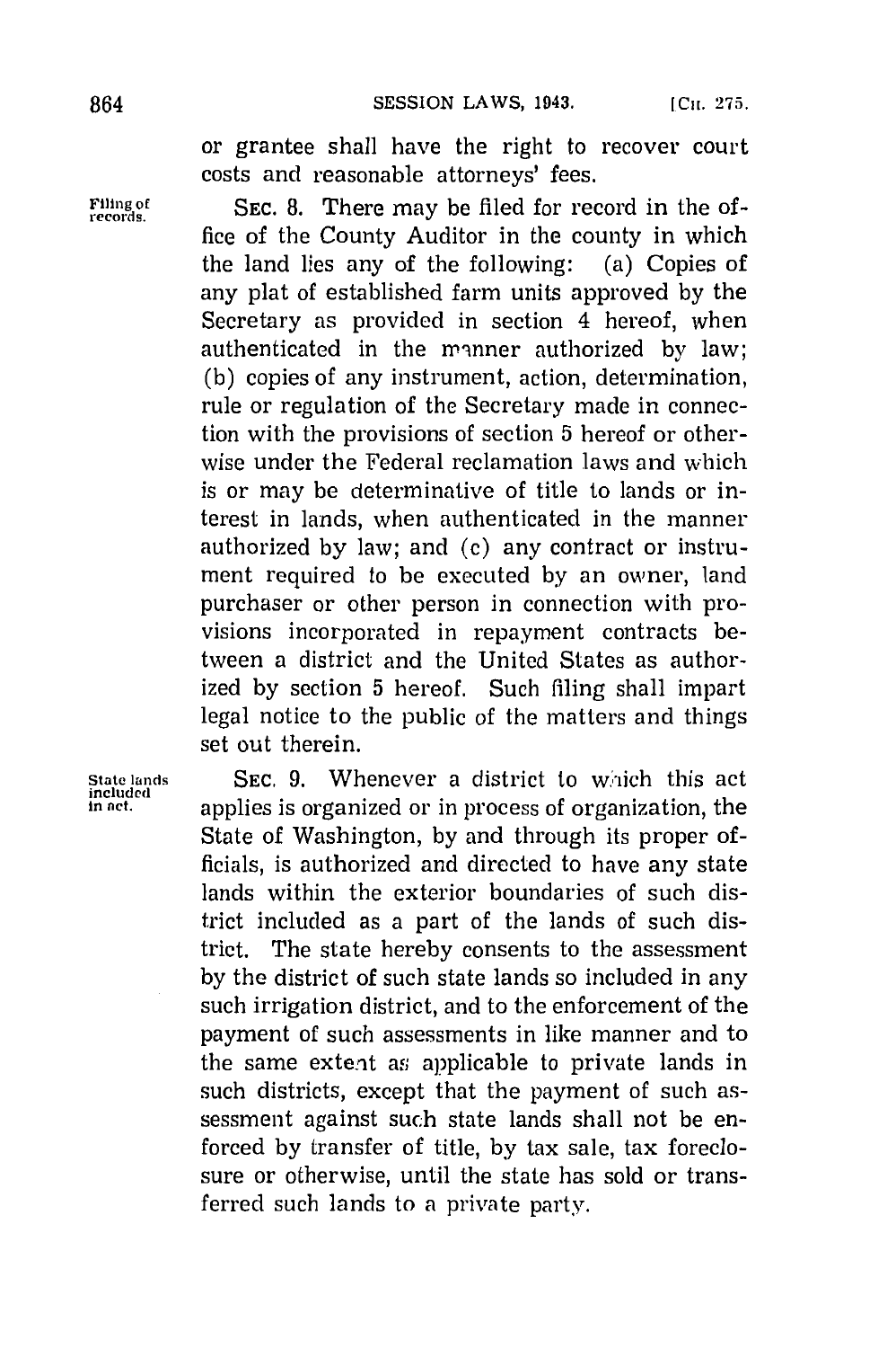or grantee shall have the right to recover court costs and reasonable attorneys' fees.

Filing of records.

SEC. 8. There may be filed for record in the office of the County Auditor in the county in which the land lies any of the following: (a) Copies of any plat of established farm units approved by the Secretary as provided in section 4 hereof, when authenticated in the manner authorized by law; (b) copies of any instrument, action, determination, rule or regulation of the Secretary made in connection with the provisions of section 5 hereof or otherwise under the Federal reclamation laws and which is or may be determinative of title to lands or interest in lands, when authenticated in the manner authorized by law; and (c) any contract or instrument required to be executed by an owner, land purchaser or other person in connection with provisions incorporated in repayment contracts between a district and the United States as authorized by section 5 hereof. Such filing shall impart legal notice to the public of the matters and things set out therein.

State lands included in act.

SEC. 9. Whenever a district to which this act applies is organized or in process of organization, the State of Washington, by and through its proper officials, is authorized and directed to have any state lands within the exterior boundaries of such district included as a part of the lands of such district. The state hereby consents to the assessment by the district of such state lands so included in any such irrigation district, and to the enforcement of the payment of such assessments in like manner and to the same extent as applicable to private lands in such districts, except that the payment of such assessment against such state lands shall not be enforced by transfer of title, by tax sale, tax foreclosure or otherwise, until the state has sold or transferred such lands to a private party.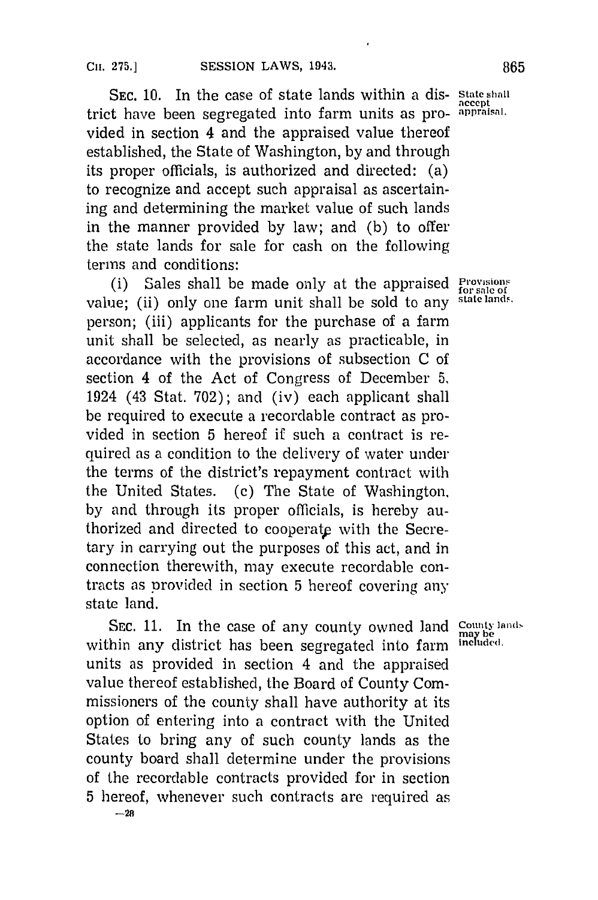SEC. 10. In the case of state lands within a district have been segregated into farm units as provided in section 4 and the appraised value thereof established, the State of Washington, by and through its proper officials, is authorized and directed: (a) to recognize and accept such appraisal as ascertaining and determining the market value of such lands in the manner provided by law; and (b) to offer the state lands for sale for cash on the following terms and conditions:

*State shall accept appraisal.*

(i) Sales shall be made only at the appraised value; (ii) only one farm unit shall be sold to any person; (iii) applicants for the purchase of a farm unit shall be selected, as nearly as practicable, in accordance with the provisions of subsection C of section 4 of the Act of Congress of December 5, 1924 (43 Stat. 702); and (iv) each applicant shall be required to execute a recordable contract as provided in section 5 hereof if such a contract is required as a condition to the delivery of water under the terms of the district's repayment contract with the United States. (c) The State of Washington, by and through its proper officials, is hereby authorized and directed to cooperate with the Secretary in carrying out the purposes of this act, and in connection therewith, may execute recordable contracts as provided in section 5 hereof covering any state land.

*Provisions for sale of state lands.*

SEC. 11. In the case of any county owned land within any district has been segregated into farm units as provided in section 4 and the appraised value thereof established, the Board of County Commissioners of the county shall have authority at its option of entering into a contract with the United States to bring any of such county lands as the county board shall determine under the provisions of the recordable contracts provided for in section 5 hereof, whenever such contracts are required as

*County lands may be included.*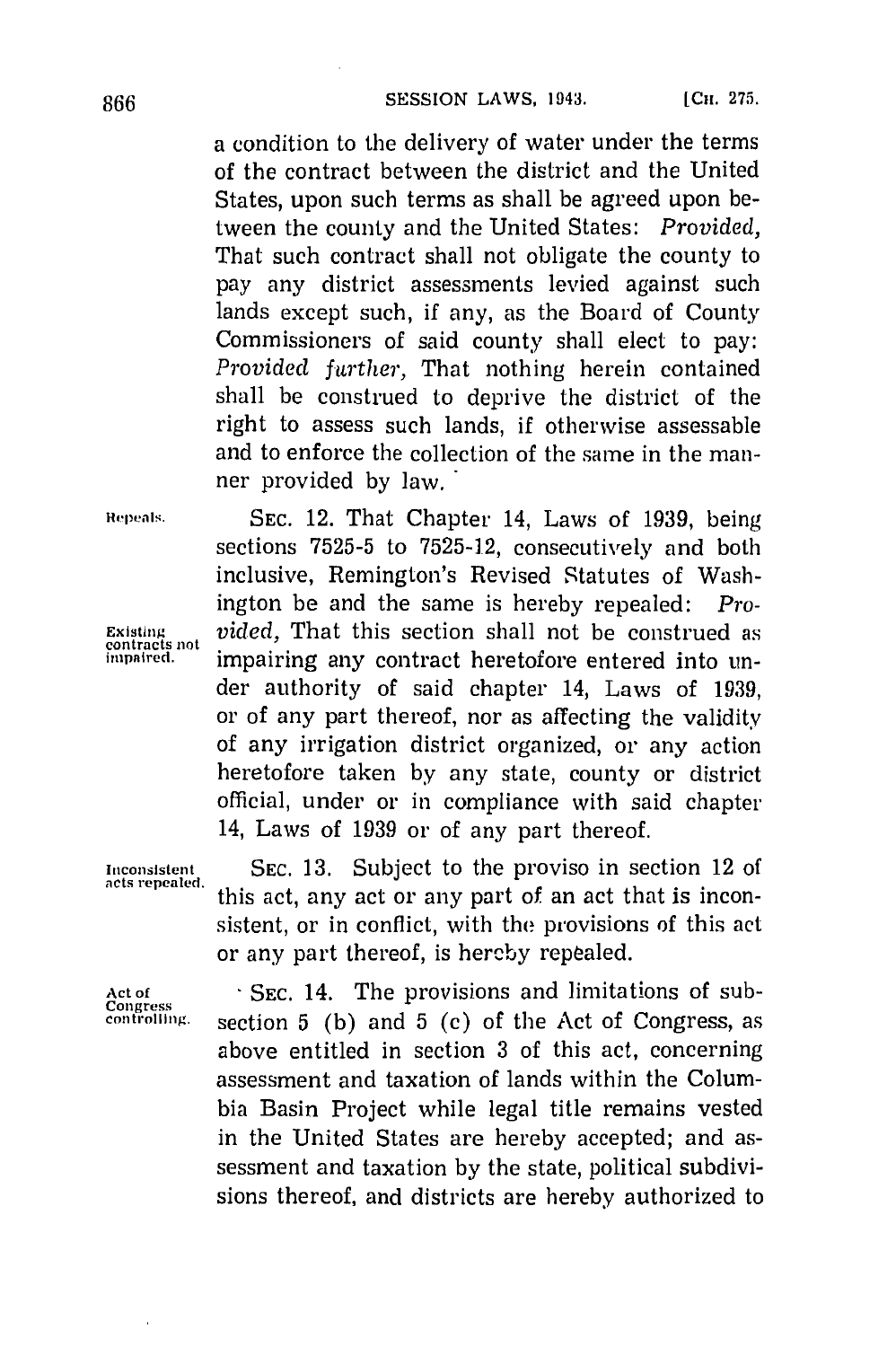a condition to the delivery of water under the terms of the contract between the district and the United States, upon such terms as shall be agreed upon between the county and the United States: *Provided,* That such contract shall not obligate the county to pay any district assessments levied against such lands except such, if any, as the Board of County Commissioners of said county shall elect to pay: *Provided further,* That nothing herein contained shall be construed to deprive the district of the right to assess such lands, if otherwise assessable and to enforce the collection of the same in the manner provided by law.

Repeals.

SEC. 12. That Chapter 14, Laws of 1939, being sections 7525-5 to 7525-12, consecutively and both inclusive, Remington's Revised Statutes of Washington be and the same is hereby repealed: *Provided,* That this section shall not be construed as impairing any contract heretofore entered into under authority of said chapter 14, Laws of 1939, or of any part thereof, nor as affecting the validity of any irrigation district organized, or any action heretofore taken by any state, county or district official, under or in compliance with said chapter 14, Laws of 1939 or of any part thereof.

Existing contracts not impaired.

Inconsistent acts repealed.

SEC. 13. Subject to the proviso in section 12 of this act, any act or any part of an act that is inconsistent, or in conflict, with the provisions of this act or any part thereof, is hereby repealed.

Act of Congress controlling.

SEC. 14. The provisions and limitations of subsection 5 (b) and 5 (c) of the Act of Congress, as above entitled in section 3 of this act, concerning assessment and taxation of lands within the Columbia Basin Project while legal title remains vested in the United States are hereby accepted; and assessment and taxation by the state, political subdivisions thereof, and districts are hereby authorized to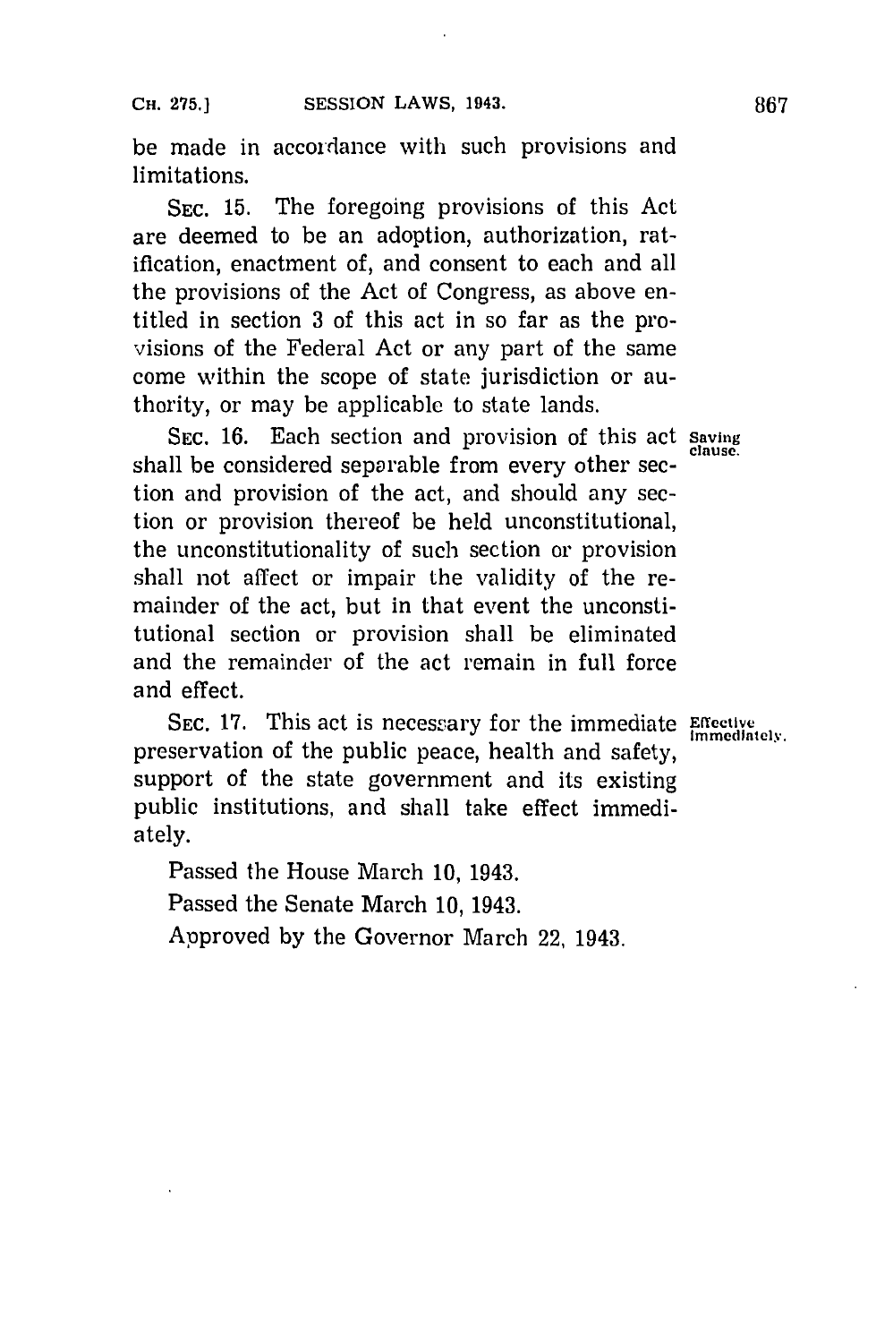be made in accordance with such provisions and limitations.

SEC. 15. The foregoing provisions of this Act are deemed to be an adoption, authorization, ratification, enactment of, and consent to each and all the provisions of the Act of Congress, as above entitled in section 3 of this act in so far as the provisions of the Federal Act or any part of the same come within the scope of state jurisdiction or authority, or may be applicable to state lands.

SEC. 16. Each section and provision of this act shall be considered separable from every other section and provision of the act, and should any section or provision thereof be held unconstitutional, the unconstitutionality of such section or provision shall not affect or impair the validity of the remainder of the act, but in that event the unconstitutional section or provision shall be eliminated and the remainder of the act remain in full force and effect.

*Saving clause.*

SEC. 17. This act is necessary for the immediate preservation of the public peace, health and safety, support of the state government and its existing public institutions, and shall take effect immediately.

*Effective immediately.*

Passed the House March 10, 1943.

Passed the Senate March 10, 1943.

Approved by the Governor March 22, 1943.